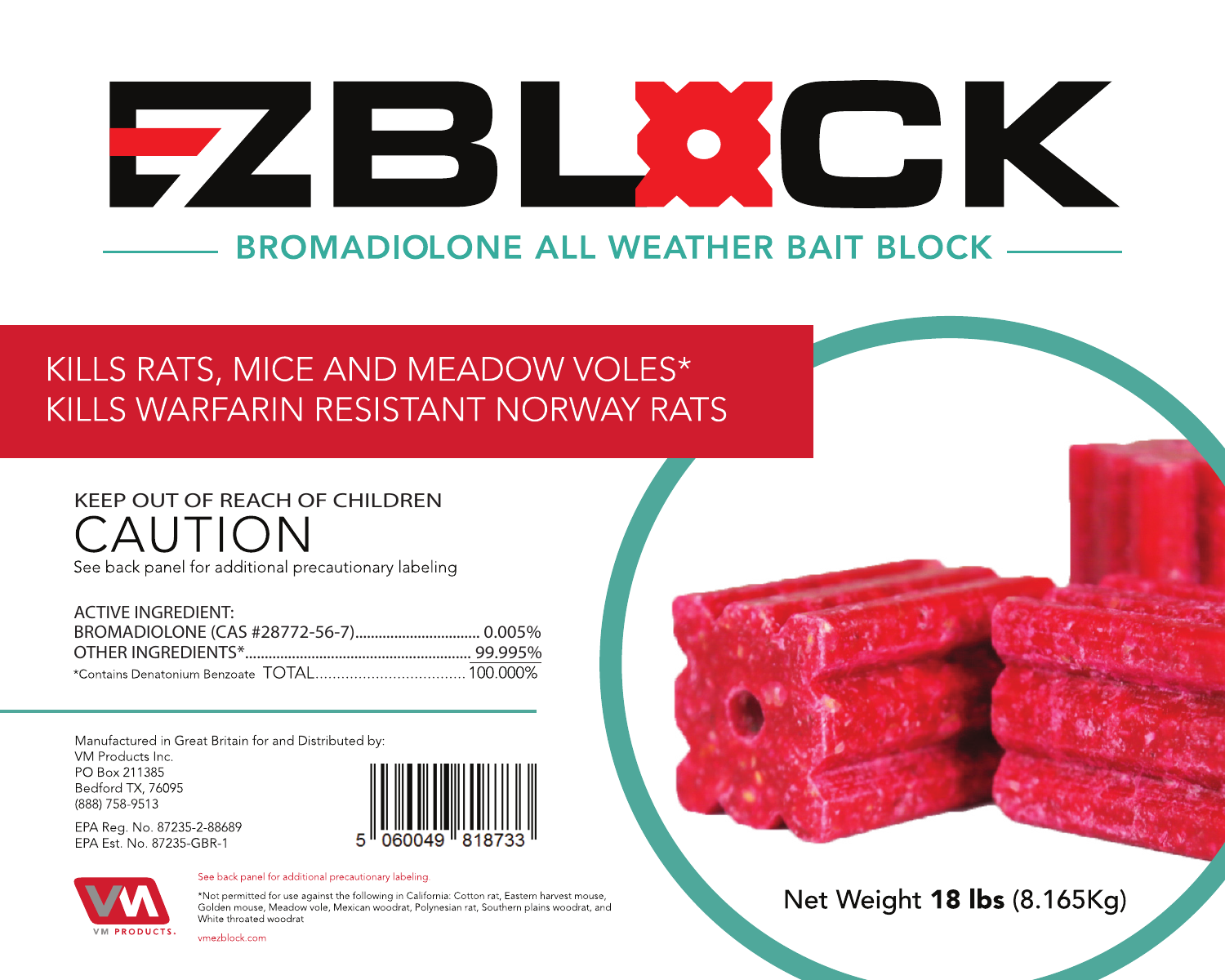# EZBLOCK

## BROMADIOLONE ALL WEATHER BAIT BLOCK

KILLS RATS, MICE AND MEADOW VOLES*
KILLS WARFARIN RESISTANT NORWAY RATS

KEEP OUT OF REACH OF CHILDREN

# CAUTION

See back panel for additional precautionary labeling

ACTIVE INGREDIENT:
BROMADIOLONE (CAS #28772-56-7)................................ 0.005%
OTHER INGREDIENTS*......................................................... 99.995%
*Contains Denatonium Benzoate TOTAL.................................. 100.000%

Manufactured in Great Britain for and Distributed by:
VM Products Inc.
PO Box 211385
Bedford TX, 76095
(888) 758-9513

EPA Reg. No. 87235-2-88689
EPA Est. No. 87235-GBR-1

5 060049 818733

VM PRODUCTS.

See back panel for additional precautionary labeling.

*Not permitted for use against the following in California: Cotton rat, Eastern harvest mouse, Golden mouse, Meadow vole, Mexican woodrat, Polynesian rat, Southern plains woodrat, and White throated woodrat

vmezblock.com

Net Weight **18 lbs** (8.165Kg)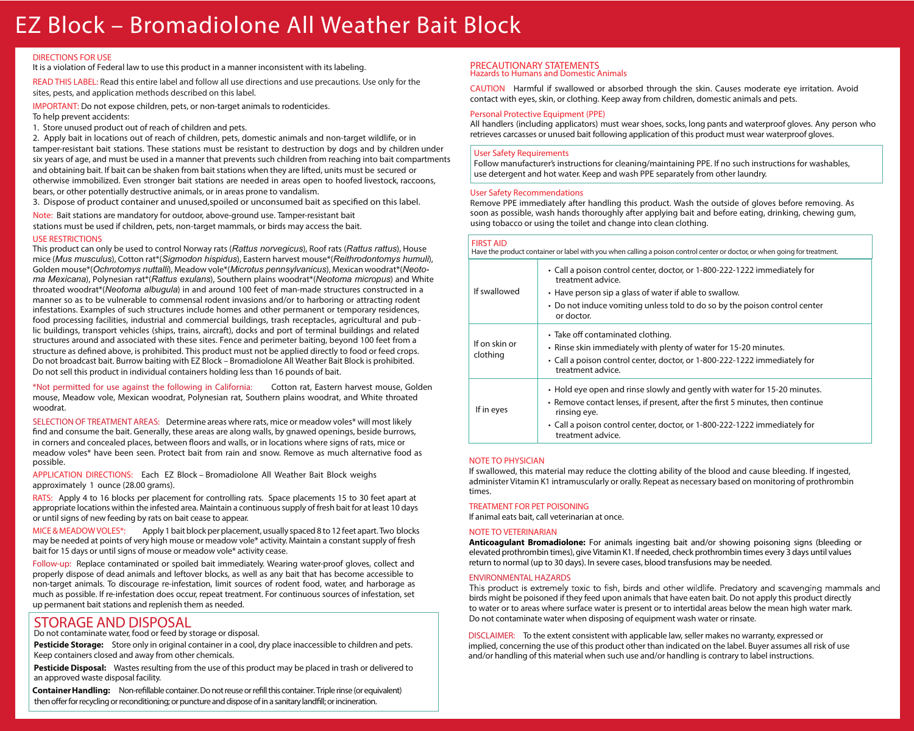# EZ Block – Bromadiolone All Weather Bait Block

## DIRECTIONS FOR USE

It is a violation of Federal law to use this product in a manner inconsistent with its labeling.

READ THIS LABEL: Read this entire label and follow all use directions and use precautions. Use only for the sites, pests, and application methods described on this label.

IMPORTANT: Do not expose children, pets, or non-target animals to rodenticides.
To help prevent accidents:

1. Store unused product out of reach of children and pets.
2. Apply bait in locations out of reach of children, pets, domestic animals and non-target wildlife, or in tamper-resistant bait stations. These stations must be resistant to destruction by dogs and by children under six years of age, and must be used in a manner that prevents such children from reaching into bait compartments and obtaining bait. If bait can be shaken from bait stations when they are lifted, units must be secured or otherwise immobilized. Even stronger bait stations are needed in areas open to hoofed livestock, raccoons, bears, or other potentially destructive animals, or in areas prone to vandalism.
3. Dispose of product container and unused,spoiled or unconsumed bait as specified on this label.

Note: Bait stations are mandatory for outdoor, above-ground use. Tamper-resistant bait stations must be used if children, pets, non-target mammals, or birds may access the bait.

## USE RESTRICTIONS

This product can only be used to control Norway rats (*Rattus norvegicus*), Roof rats (*Rattus rattus*), House mice (*Mus musculus*), Cotton rat*(*Sigmodon hispidus*), Eastern harvest mouse*(*Reithrodontomys humuli*), Golden mouse*(*Ochrotomys nuttalli*), Meadow vole*(*Microtus pennsylvanicus*), Mexican woodrat*(*Neotoma Mexicana*), Polynesian rat*(*Rattus exulans*), Southern plains woodrat*(*Neotoma micropus*) and White throated woodrat*(*Neotoma albugula*) in and around 100 feet of man-made structures constructed in a manner so as to be vulnerable to commensal rodent invasions and/or to harboring or attracting rodent infestations. Examples of such structures include homes and other permanent or temporary residences, food processing facilities, industrial and commercial buildings, trash receptacles, agricultural and public buildings, transport vehicles (ships, trains, aircraft), docks and port of terminal buildings and related structures around and associated with these sites. Fence and perimeter baiting, beyond 100 feet from a structure as defined above, is prohibited. This product must not be applied directly to food or feed crops. Do not broadcast bait. Burrow baiting with EZ Block – Bromadiolone All Weather Bait Block is prohibited. Do not sell this product in individual containers holding less than 16 pounds of bait.

*Not permitted for use against the following in California: Cotton rat, Eastern harvest mouse, Golden mouse, Meadow vole, Mexican woodrat, Polynesian rat, Southern plains woodrat, and White throated woodrat.

SELECTION OF TREATMENT AREAS: Determine areas where rats, mice or meadow voles* will most likely find and consume the bait. Generally, these areas are along walls, by gnawed openings, beside burrows, in corners and concealed places, between floors and walls, or in locations where signs of rats, mice or meadow voles* have been seen. Protect bait from rain and snow. Remove as much alternative food as possible.

APPLICATION DIRECTIONS: Each EZ Block – Bromadiolone All Weather Bait Block weighs approximately 1 ounce (28.00 grams).

RATS: Apply 4 to 16 blocks per placement for controlling rats. Space placements 15 to 30 feet apart at appropriate locations within the infested area. Maintain a continuous supply of fresh bait for at least 10 days or until signs of new feeding by rats on bait cease to appear.

MICE & MEADOW VOLES*: Apply 1 bait block per placement, usually spaced 8 to 12 feet apart. Two blocks may be needed at points of very high mouse or meadow vole* activity. Maintain a constant supply of fresh bait for 15 days or until signs of mouse or meadow vole* activity cease.

Follow-up: Replace contaminated or spoiled bait immediately. Wearing water-proof gloves, collect and properly dispose of dead animals and leftover blocks, as well as any bait that has become accessible to non-target animals. To discourage re-infestation, limit sources of rodent food, water, and harborage as much as possible. If re-infestation does occur, repeat treatment. For continuous sources of infestation, set up permanent bait stations and replenish them as needed.

## STORAGE AND DISPOSAL

Do not contaminate water, food or feed by storage or disposal.

**Pesticide Storage:** Store only in original container in a cool, dry place inaccessible to children and pets. Keep containers closed and away from other chemicals.

**Pesticide Disposal:** Wastes resulting from the use of this product may be placed in trash or delivered to an approved waste disposal facility.

**Container Handling:** Non-refillable container. Do not reuse or refill this container. Triple rinse (or equivalent) then offer for recycling or reconditioning; or puncture and dispose of in a sanitary landfill; or incineration.

## PRECAUTIONARY STATEMENTS

### Hazards to Humans and Domestic Animals

CAUTION Harmful if swallowed or absorbed through the skin. Causes moderate eye irritation. Avoid contact with eyes, skin, or clothing. Keep away from children, domestic animals and pets.

### Personal Protective Equipment (PPE)

All handlers (including applicators) must wear shoes, socks, long pants and waterproof gloves. Any person who retrieves carcasses or unused bait following application of this product must wear waterproof gloves.

### User Safety Requirements

Follow manufacturer's instructions for cleaning/maintaining PPE. If no such instructions for washables, use detergent and hot water. Keep and wash PPE separately from other laundry.

### User Safety Recommendations

Remove PPE immediately after handling this product. Wash the outside of gloves before removing. As soon as possible, wash hands thoroughly after applying bait and before eating, drinking, chewing gum, using tobacco or using the toilet and change into clean clothing.

## FIRST AID

Have the product container or label with you when calling a poison control center or doctor, or when going for treatment.

| | |
|---|---|
| If swallowed | • Call a poison control center, doctor, or 1-800-222-1222 immediately for treatment advice.<br>• Have person sip a glass of water if able to swallow.<br>• Do not induce vomiting unless told to do so by the poison control center or doctor. |
| If on skin or clothing | • Take off contaminated clothing.<br>• Rinse skin immediately with plenty of water for 15-20 minutes.<br>• Call a poison control center, doctor, or 1-800-222-1222 immediately for treatment advice. |
| If in eyes | • Hold eye open and rinse slowly and gently with water for 15-20 minutes.<br>• Remove contact lenses, if present, after the first 5 minutes, then continue rinsing eye.<br>• Call a poison control center, doctor, or 1-800-222-1222 immediately for treatment advice. |

### NOTE TO PHYSICIAN

If swallowed, this material may reduce the clotting ability of the blood and cause bleeding. If ingested, administer Vitamin K1 intramuscularly or orally. Repeat as necessary based on monitoring of prothrombin times.

### TREATMENT FOR PET POISONING

If animal eats bait, call veterinarian at once.

### NOTE TO VETERINARIAN

**Anticoagulant Bromadiolone:** For animals ingesting bait and/or showing poisoning signs (bleeding or elevated prothrombin times), give Vitamin K1. If needed, check prothrombin times every 3 days until values return to normal (up to 30 days). In severe cases, blood transfusions may be needed.

### ENVIRONMENTAL HAZARDS

This product is extremely toxic to fish, birds and other wildlife. Predatory and scavenging mammals and birds might be poisoned if they feed upon animals that have eaten bait. Do not apply this product directly to water or to areas where surface water is present or to intertidal areas below the mean high water mark. Do not contaminate water when disposing of equipment wash water or rinsate.

DISCLAIMER: To the extent consistent with applicable law, seller makes no warranty, expressed or implied, concerning the use of this product other than indicated on the label. Buyer assumes all risk of use and/or handling of this material when such use and/or handling is contrary to label instructions.